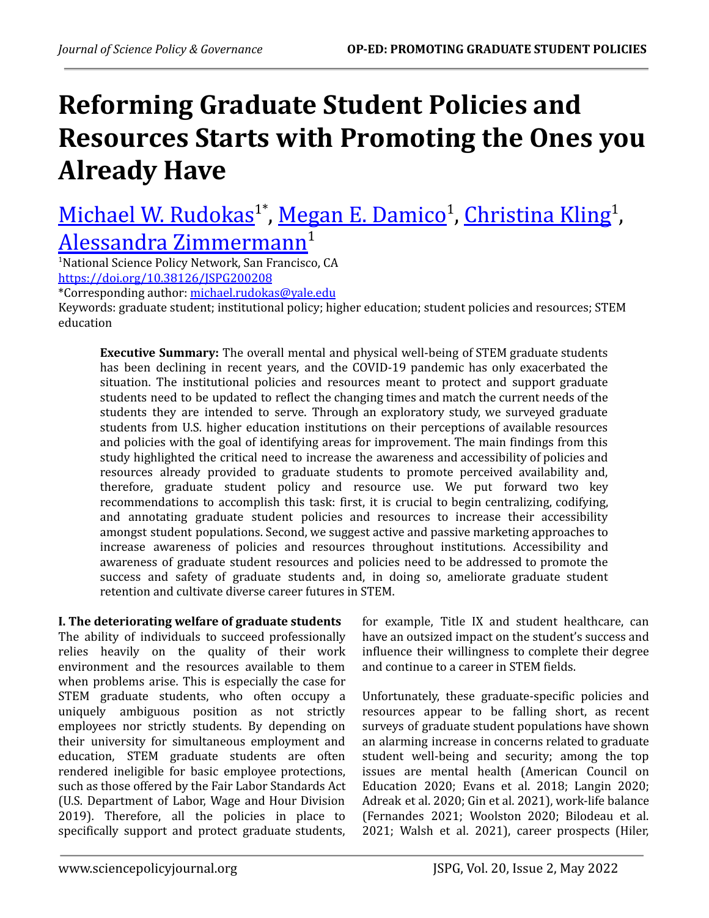# Reforming Graduate Student Policies and Resources Starts with Promoting the Ones you Already Have

Michael W. Rudokas[1*], Megan E. Damico[1], Christina Kling[1], Alessandra Zimmermann[1]

[1]National Science Policy Network, San Francisco, CA

https://doi.org/10.38126/JSPG200208

*Corresponding author: michael.rudokas@yale.edu

Keywords: graduate student; institutional policy; higher education; student policies and resources; STEM education

**Executive Summary:** The overall mental and physical well-being of STEM graduate students has been declining in recent years, and the COVID-19 pandemic has only exacerbated the situation. The institutional policies and resources meant to protect and support graduate students need to be updated to reflect the changing times and match the current needs of the students they are intended to serve. Through an exploratory study, we surveyed graduate students from U.S. higher education institutions on their perceptions of available resources and policies with the goal of identifying areas for improvement. The main findings from this study highlighted the critical need to increase the awareness and accessibility of policies and resources already provided to graduate students to promote perceived availability and, therefore, graduate student policy and resource use. We put forward two key recommendations to accomplish this task: first, it is crucial to begin centralizing, codifying, and annotating graduate student policies and resources to increase their accessibility amongst student populations. Second, we suggest active and passive marketing approaches to increase awareness of policies and resources throughout institutions. Accessibility and awareness of graduate student resources and policies need to be addressed to promote the success and safety of graduate students and, in doing so, ameliorate graduate student retention and cultivate diverse career futures in STEM.

## I. The deteriorating welfare of graduate students

The ability of individuals to succeed professionally relies heavily on the quality of their work environment and the resources available to them when problems arise. This is especially the case for STEM graduate students, who often occupy a uniquely ambiguous position as not strictly employees nor strictly students. By depending on their university for simultaneous employment and education, STEM graduate students are often rendered ineligible for basic employee protections, such as those offered by the Fair Labor Standards Act (U.S. Department of Labor, Wage and Hour Division 2019). Therefore, all the policies in place to specifically support and protect graduate students, for example, Title IX and student healthcare, can have an outsized impact on the student's success and influence their willingness to complete their degree and continue to a career in STEM fields.

Unfortunately, these graduate-specific policies and resources appear to be falling short, as recent surveys of graduate student populations have shown an alarming increase in concerns related to graduate student well-being and security; among the top issues are mental health (American Council on Education 2020; Evans et al. 2018; Langin 2020; Adreak et al. 2020; Gin et al. 2021), work-life balance (Fernandes 2021; Woolston 2020; Bilodeau et al. 2021; Walsh et al. 2021), career prospects (Hiler,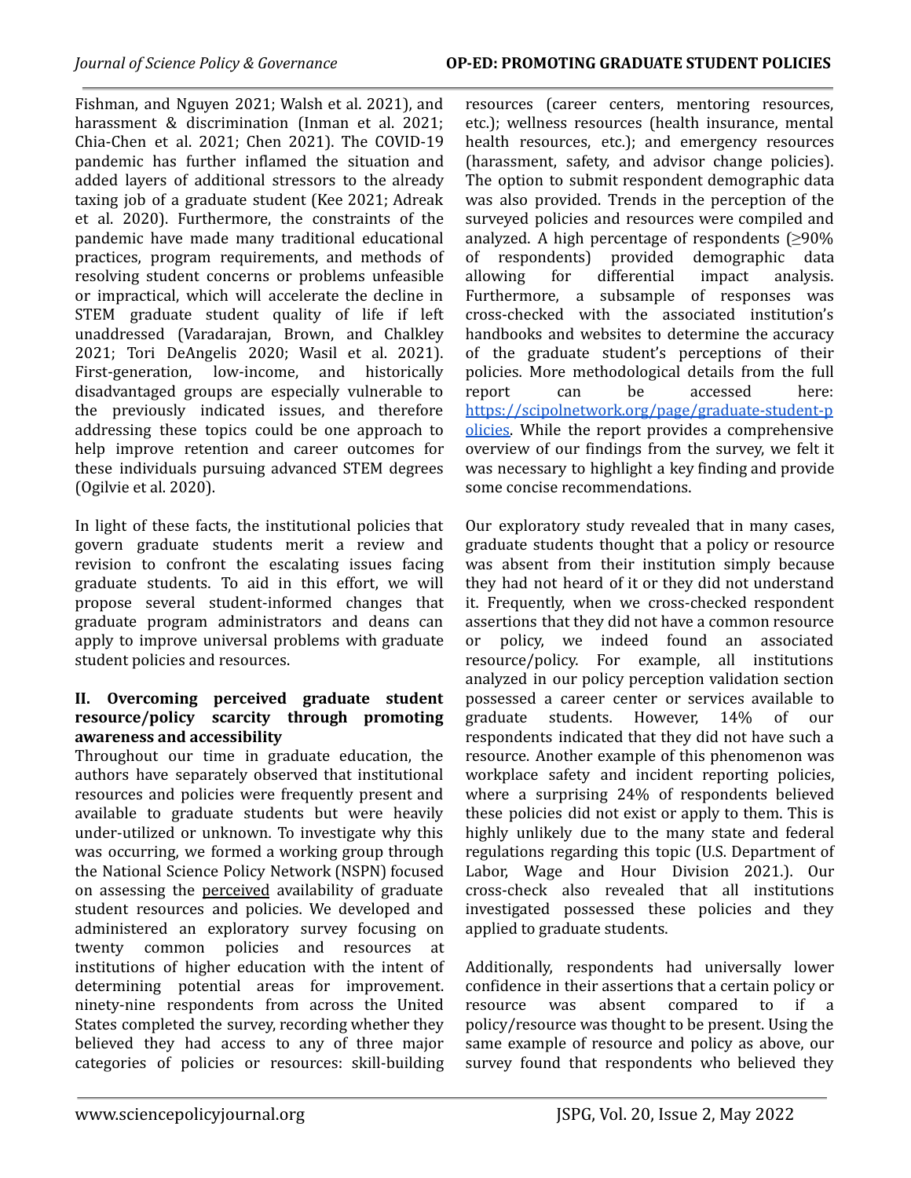Fishman, and Nguyen 2021; Walsh et al. 2021), and harassment & discrimination (Inman et al. 2021; Chia-Chen et al. 2021; Chen 2021). The COVID-19 pandemic has further inflamed the situation and added layers of additional stressors to the already taxing job of a graduate student (Kee 2021; Adreak et al. 2020). Furthermore, the constraints of the pandemic have made many traditional educational practices, program requirements, and methods of resolving student concerns or problems unfeasible or impractical, which will accelerate the decline in STEM graduate student quality of life if left unaddressed (Varadarajan, Brown, and Chalkley 2021; Tori DeAngelis 2020; Wasil et al. 2021). First-generation, low-income, and historically disadvantaged groups are especially vulnerable to the previously indicated issues, and therefore addressing these topics could be one approach to help improve retention and career outcomes for these individuals pursuing advanced STEM degrees (Ogilvie et al. 2020).

In light of these facts, the institutional policies that govern graduate students merit a review and revision to confront the escalating issues facing graduate students. To aid in this effort, we will propose several student-informed changes that graduate program administrators and deans can apply to improve universal problems with graduate student policies and resources.

## II. Overcoming perceived graduate student resource/policy scarcity through promoting awareness and accessibility

Throughout our time in graduate education, the authors have separately observed that institutional resources and policies were frequently present and available to graduate students but were heavily under-utilized or unknown. To investigate why this was occurring, we formed a working group through the National Science Policy Network (NSPN) focused on assessing the perceived availability of graduate student resources and policies. We developed and administered an exploratory survey focusing on twenty common policies and resources at institutions of higher education with the intent of determining potential areas for improvement. ninety-nine respondents from across the United States completed the survey, recording whether they believed they had access to any of three major categories of policies or resources: skill-building resources (career centers, mentoring resources, etc.); wellness resources (health insurance, mental health resources, etc.); and emergency resources (harassment, safety, and advisor change policies). The option to submit respondent demographic data was also provided. Trends in the perception of the surveyed policies and resources were compiled and analyzed. A high percentage of respondents (≥90% of respondents) provided demographic data allowing for differential impact analysis. Furthermore, a subsample of responses was cross-checked with the associated institution's handbooks and websites to determine the accuracy of the graduate student's perceptions of their policies. More methodological details from the full report can be accessed here: https://scipolnetwork.org/page/graduate-student-policies. While the report provides a comprehensive overview of our findings from the survey, we felt it was necessary to highlight a key finding and provide some concise recommendations.

Our exploratory study revealed that in many cases, graduate students thought that a policy or resource was absent from their institution simply because they had not heard of it or they did not understand it. Frequently, when we cross-checked respondent assertions that they did not have a common resource or policy, we indeed found an associated resource/policy. For example, all institutions analyzed in our policy perception validation section possessed a career center or services available to graduate students. However, 14% of our respondents indicated that they did not have such a resource. Another example of this phenomenon was workplace safety and incident reporting policies, where a surprising 24% of respondents believed these policies did not exist or apply to them. This is highly unlikely due to the many state and federal regulations regarding this topic (U.S. Department of Labor, Wage and Hour Division 2021.). Our cross-check also revealed that all institutions investigated possessed these policies and they applied to graduate students.

Additionally, respondents had universally lower confidence in their assertions that a certain policy or resource was absent compared to if a policy/resource was thought to be present. Using the same example of resource and policy as above, our survey found that respondents who believed they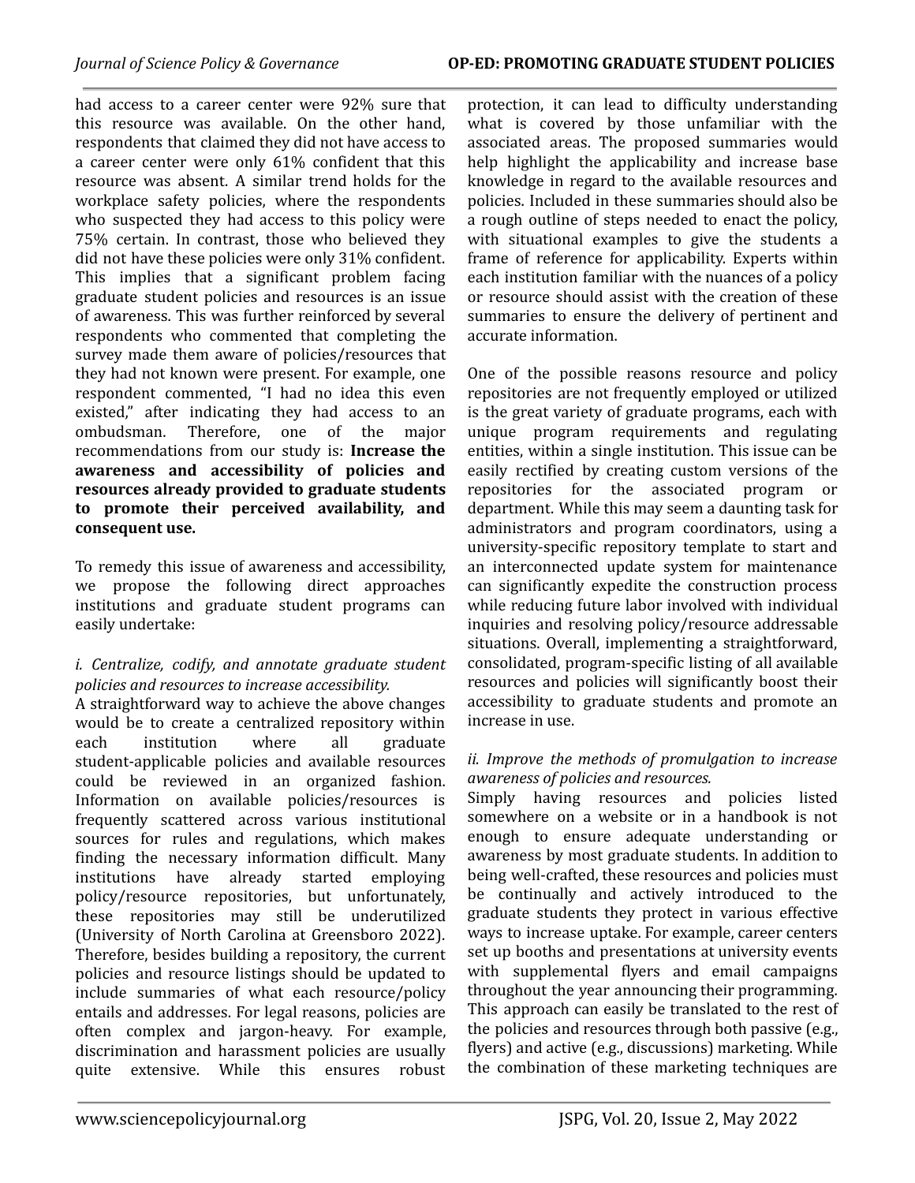had access to a career center were 92% sure that this resource was available. On the other hand, respondents that claimed they did not have access to a career center were only 61% confident that this resource was absent. A similar trend holds for the workplace safety policies, where the respondents who suspected they had access to this policy were 75% certain. In contrast, those who believed they did not have these policies were only 31% confident. This implies that a significant problem facing graduate student policies and resources is an issue of awareness. This was further reinforced by several respondents who commented that completing the survey made them aware of policies/resources that they had not known were present. For example, one respondent commented, "I had no idea this even existed," after indicating they had access to an ombudsman. Therefore, one of the major recommendations from our study is: **Increase the awareness and accessibility of policies and resources already provided to graduate students to promote their perceived availability, and consequent use.**

To remedy this issue of awareness and accessibility, we propose the following direct approaches institutions and graduate student programs can easily undertake:

*i. Centralize, codify, and annotate graduate student policies and resources to increase accessibility.*

A straightforward way to achieve the above changes would be to create a centralized repository within each institution where all graduate student-applicable policies and available resources could be reviewed in an organized fashion. Information on available policies/resources is frequently scattered across various institutional sources for rules and regulations, which makes finding the necessary information difficult. Many institutions have already started employing policy/resource repositories, but unfortunately, these repositories may still be underutilized (University of North Carolina at Greensboro 2022). Therefore, besides building a repository, the current policies and resource listings should be updated to include summaries of what each resource/policy entails and addresses. For legal reasons, policies are often complex and jargon-heavy. For example, discrimination and harassment policies are usually quite extensive. While this ensures robust protection, it can lead to difficulty understanding what is covered by those unfamiliar with the associated areas. The proposed summaries would help highlight the applicability and increase base knowledge in regard to the available resources and policies. Included in these summaries should also be a rough outline of steps needed to enact the policy, with situational examples to give the students a frame of reference for applicability. Experts within each institution familiar with the nuances of a policy or resource should assist with the creation of these summaries to ensure the delivery of pertinent and accurate information.

One of the possible reasons resource and policy repositories are not frequently employed or utilized is the great variety of graduate programs, each with unique program requirements and regulating entities, within a single institution. This issue can be easily rectified by creating custom versions of the repositories for the associated program or department. While this may seem a daunting task for administrators and program coordinators, using a university-specific repository template to start and an interconnected update system for maintenance can significantly expedite the construction process while reducing future labor involved with individual inquiries and resolving policy/resource addressable situations. Overall, implementing a straightforward, consolidated, program-specific listing of all available resources and policies will significantly boost their accessibility to graduate students and promote an increase in use.

*ii. Improve the methods of promulgation to increase awareness of policies and resources.*

Simply having resources and policies listed somewhere on a website or in a handbook is not enough to ensure adequate understanding or awareness by most graduate students. In addition to being well-crafted, these resources and policies must be continually and actively introduced to the graduate students they protect in various effective ways to increase uptake. For example, career centers set up booths and presentations at university events with supplemental flyers and email campaigns throughout the year announcing their programming. This approach can easily be translated to the rest of the policies and resources through both passive (e.g., flyers) and active (e.g., discussions) marketing. While the combination of these marketing techniques are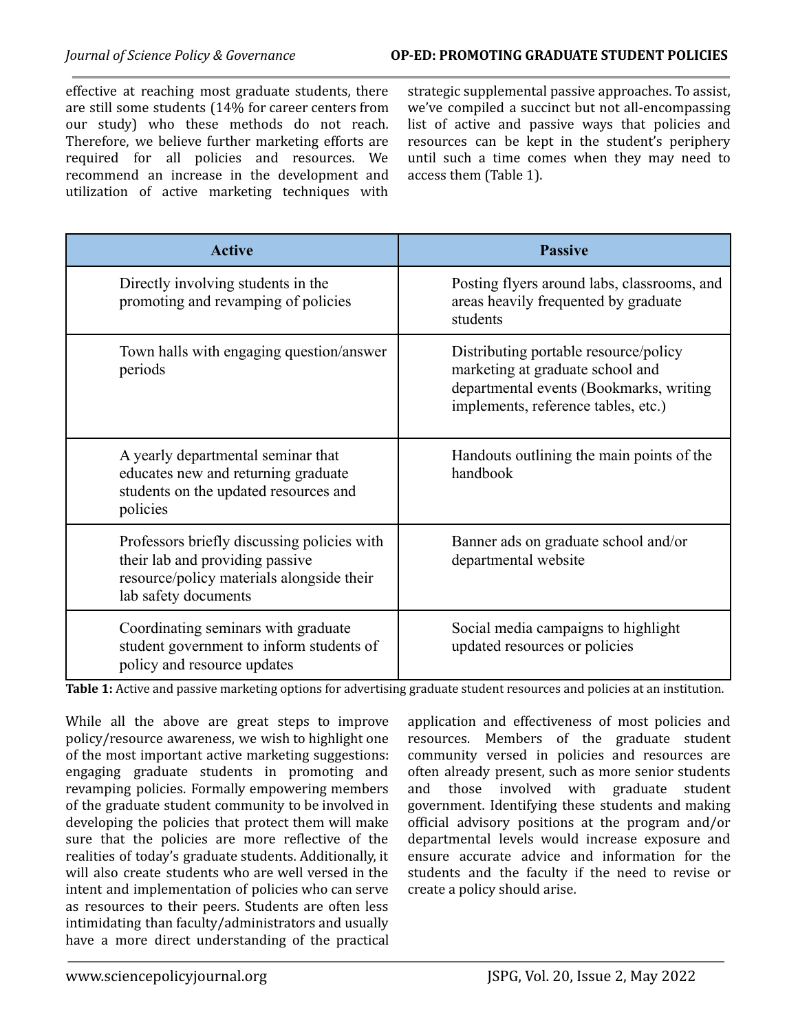effective at reaching most graduate students, there are still some students (14% for career centers from our study) who these methods do not reach. Therefore, we believe further marketing efforts are required for all policies and resources. We recommend an increase in the development and utilization of active marketing techniques with strategic supplemental passive approaches. To assist, we've compiled a succinct but not all-encompassing list of active and passive ways that policies and resources can be kept in the student's periphery until such a time comes when they may need to access them (Table 1).

| Active | Passive |
| --- | --- |
| Directly involving students in the promoting and revamping of policies | Posting flyers around labs, classrooms, and areas heavily frequented by graduate students |
| Town halls with engaging question/answer periods | Distributing portable resource/policy marketing at graduate school and departmental events (Bookmarks, writing implements, reference tables, etc.) |
| A yearly departmental seminar that educates new and returning graduate students on the updated resources and policies | Handouts outlining the main points of the handbook |
| Professors briefly discussing policies with their lab and providing passive resource/policy materials alongside their lab safety documents | Banner ads on graduate school and/or departmental website |
| Coordinating seminars with graduate student government to inform students of policy and resource updates | Social media campaigns to highlight updated resources or policies |

**Table 1:** Active and passive marketing options for advertising graduate student resources and policies at an institution.

While all the above are great steps to improve policy/resource awareness, we wish to highlight one of the most important active marketing suggestions: engaging graduate students in promoting and revamping policies. Formally empowering members of the graduate student community to be involved in developing the policies that protect them will make sure that the policies are more reflective of the realities of today's graduate students. Additionally, it will also create students who are well versed in the intent and implementation of policies who can serve as resources to their peers. Students are often less intimidating than faculty/administrators and usually have a more direct understanding of the practical application and effectiveness of most policies and resources. Members of the graduate student community versed in policies and resources are often already present, such as more senior students and those involved with graduate student government. Identifying these students and making official advisory positions at the program and/or departmental levels would increase exposure and ensure accurate advice and information for the students and the faculty if the need to revise or create a policy should arise.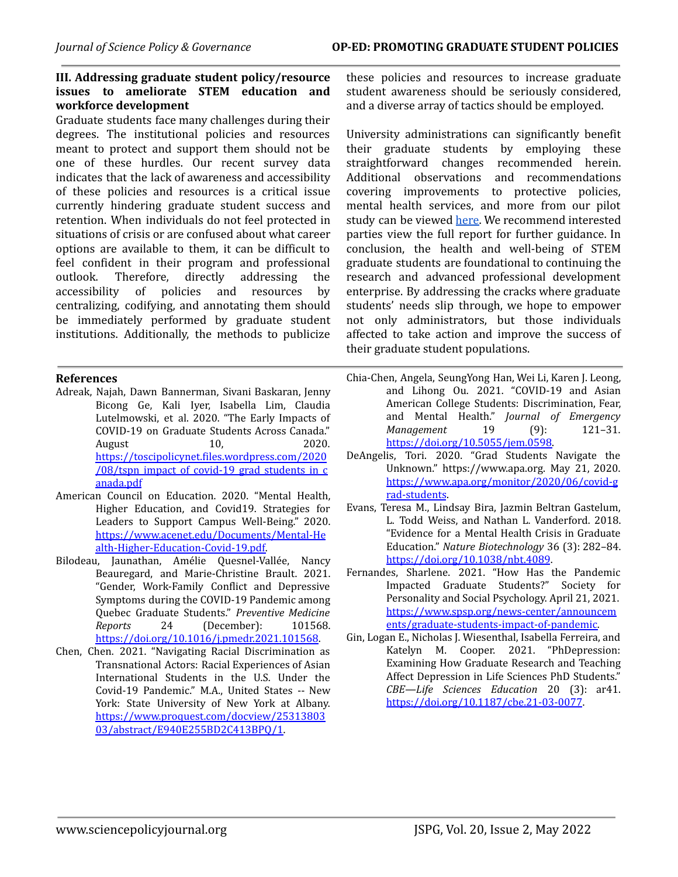### III. Addressing graduate student policy/resource issues to ameliorate STEM education and workforce development

Graduate students face many challenges during their degrees. The institutional policies and resources meant to protect and support them should not be one of these hurdles. Our recent survey data indicates that the lack of awareness and accessibility of these policies and resources is a critical issue currently hindering graduate student success and retention. When individuals do not feel protected in situations of crisis or are confused about what career options are available to them, it can be difficult to feel confident in their program and professional outlook. Therefore, directly addressing the accessibility of policies and resources by centralizing, codifying, and annotating them should be immediately performed by graduate student institutions. Additionally, the methods to publicize these policies and resources to increase graduate student awareness should be seriously considered, and a diverse array of tactics should be employed.

University administrations can significantly benefit their graduate students by employing these straightforward changes recommended herein. Additional observations and recommendations covering improvements to protective policies, mental health services, and more from our pilot study can be viewed [here](). We recommend interested parties view the full report for further guidance. In conclusion, the health and well-being of STEM graduate students are foundational to continuing the research and advanced professional development enterprise. By addressing the cracks where graduate students' needs slip through, we hope to empower not only administrators, but those individuals affected to take action and improve the success of their graduate student populations.

### References

Adreak, Najah, Dawn Bannerman, Sivani Baskaran, Jenny Bicong Ge, Kali Iyer, Isabella Lim, Claudia Lutelmowski, et al. 2020. "The Early Impacts of COVID-19 on Graduate Students Across Canada." August 10, 2020. https://toscipolicynet.files.wordpress.com/2020/08/tspn_impact_of_covid-19_grad_students_in_canada.pdf

American Council on Education. 2020. "Mental Health, Higher Education, and Covid19. Strategies for Leaders to Support Campus Well-Being." 2020. https://www.acenet.edu/Documents/Mental-Health-Higher-Education-Covid-19.pdf.

Bilodeau, Jaunathan, Amélie Quesnel-Vallée, Nancy Beauregard, and Marie-Christine Brault. 2021. "Gender, Work-Family Conflict and Depressive Symptoms during the COVID-19 Pandemic among Quebec Graduate Students." *Preventive Medicine Reports* 24 (December): 101568. https://doi.org/10.1016/j.pmedr.2021.101568.

Chen, Chen. 2021. "Navigating Racial Discrimination as Transnational Actors: Racial Experiences of Asian International Students in the U.S. Under the Covid-19 Pandemic." M.A., United States -- New York: State University of New York at Albany. https://www.proquest.com/docview/2531380303/abstract/E940E255BD2C413BPQ/1.

Chia-Chen, Angela, SeungYong Han, Wei Li, Karen J. Leong, and Lihong Ou. 2021. "COVID-19 and Asian American College Students: Discrimination, Fear, and Mental Health." *Journal of Emergency Management* 19 (9): 121–31. https://doi.org/10.5055/jem.0598.

DeAngelis, Tori. 2020. "Grad Students Navigate the Unknown." https://www.apa.org. May 21, 2020. https://www.apa.org/monitor/2020/06/covid-grad-students.

Evans, Teresa M., Lindsay Bira, Jazmin Beltran Gastelum, L. Todd Weiss, and Nathan L. Vanderford. 2018. "Evidence for a Mental Health Crisis in Graduate Education." *Nature Biotechnology* 36 (3): 282–84. https://doi.org/10.1038/nbt.4089.

Fernandes, Sharlene. 2021. "How Has the Pandemic Impacted Graduate Students?" Society for Personality and Social Psychology. April 21, 2021. https://www.spsp.org/news-center/announcements/graduate-students-impact-of-pandemic.

Gin, Logan E., Nicholas J. Wiesenthal, Isabella Ferreira, and Katelyn M. Cooper. 2021. "PhDepression: Examining How Graduate Research and Teaching Affect Depression in Life Sciences PhD Students." *CBE—Life Sciences Education* 20 (3): ar41. https://doi.org/10.1187/cbe.21-03-0077.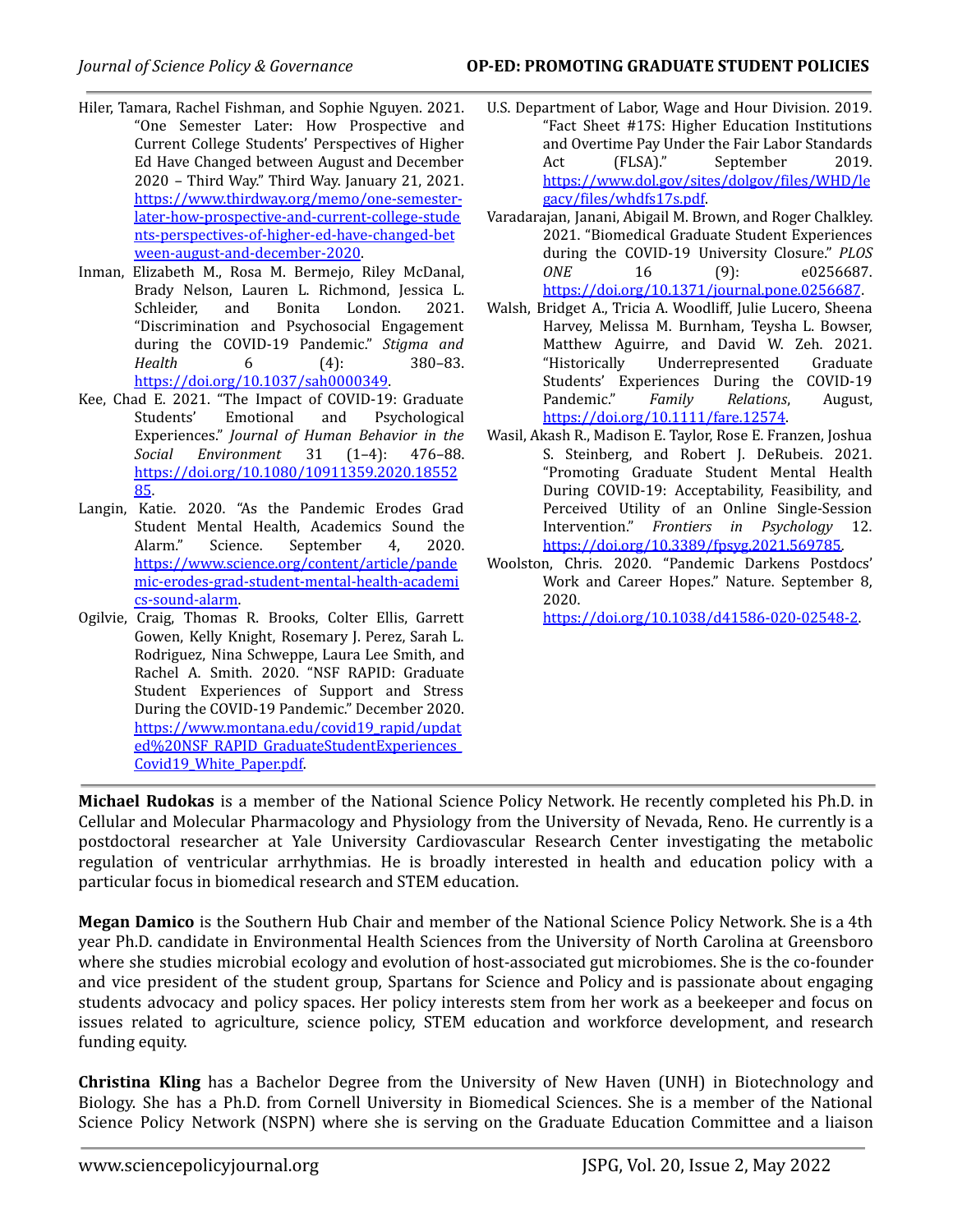Hiler, Tamara, Rachel Fishman, and Sophie Nguyen. 2021. "One Semester Later: How Prospective and Current College Students' Perspectives of Higher Ed Have Changed between August and December 2020 – Third Way." Third Way. January 21, 2021. https://www.thirdway.org/memo/one-semester-later-how-prospective-and-current-college-students-perspectives-of-higher-ed-have-changed-between-august-and-december-2020.

Inman, Elizabeth M., Rosa M. Bermejo, Riley McDanal, Brady Nelson, Lauren L. Richmond, Jessica L. Schleider, and Bonita London. 2021. "Discrimination and Psychosocial Engagement during the COVID-19 Pandemic." *Stigma and Health* 6 (4): 380–83. https://doi.org/10.1037/sah0000349.

Kee, Chad E. 2021. "The Impact of COVID-19: Graduate Students' Emotional and Psychological Experiences." *Journal of Human Behavior in the Social Environment* 31 (1–4): 476–88. https://doi.org/10.1080/10911359.2020.1855285.

Langin, Katie. 2020. "As the Pandemic Erodes Grad Student Mental Health, Academics Sound the Alarm." Science. September 4, 2020. https://www.science.org/content/article/pandemic-erodes-grad-student-mental-health-academics-sound-alarm.

Ogilvie, Craig, Thomas R. Brooks, Colter Ellis, Garrett Gowen, Kelly Knight, Rosemary J. Perez, Sarah L. Rodriguez, Nina Schweppe, Laura Lee Smith, and Rachel A. Smith. 2020. "NSF RAPID: Graduate Student Experiences of Support and Stress During the COVID-19 Pandemic." December 2020. https://www.montana.edu/covid19_rapid/updated%20NSF_RAPID_GraduateStudentExperiences_Covid19_White_Paper.pdf.

U.S. Department of Labor, Wage and Hour Division. 2019. "Fact Sheet #17S: Higher Education Institutions and Overtime Pay Under the Fair Labor Standards Act (FLSA)." September 2019. https://www.dol.gov/sites/dolgov/files/WHD/legacy/files/whdfs17s.pdf.

Varadarajan, Janani, Abigail M. Brown, and Roger Chalkley. 2021. "Biomedical Graduate Student Experiences during the COVID-19 University Closure." *PLOS ONE* 16 (9): e0256687. https://doi.org/10.1371/journal.pone.0256687.

Walsh, Bridget A., Tricia A. Woodliff, Julie Lucero, Sheena Harvey, Melissa M. Burnham, Teysha L. Bowser, Matthew Aguirre, and David W. Zeh. 2021. "Historically Underrepresented Graduate Students' Experiences During the COVID-19 Pandemic." *Family Relations*, August, https://doi.org/10.1111/fare.12574.

Wasil, Akash R., Madison E. Taylor, Rose E. Franzen, Joshua S. Steinberg, and Robert J. DeRubeis. 2021. "Promoting Graduate Student Mental Health During COVID-19: Acceptability, Feasibility, and Perceived Utility of an Online Single-Session Intervention." *Frontiers in Psychology* 12. https://doi.org/10.3389/fpsyg.2021.569785.

Woolston, Chris. 2020. "Pandemic Darkens Postdocs' Work and Career Hopes." Nature. September 8, 2020. https://doi.org/10.1038/d41586-020-02548-2.

---

**Michael Rudokas** is a member of the National Science Policy Network. He recently completed his Ph.D. in Cellular and Molecular Pharmacology and Physiology from the University of Nevada, Reno. He currently is a postdoctoral researcher at Yale University Cardiovascular Research Center investigating the metabolic regulation of ventricular arrhythmias. He is broadly interested in health and education policy with a particular focus in biomedical research and STEM education.

**Megan Damico** is the Southern Hub Chair and member of the National Science Policy Network. She is a 4th year Ph.D. candidate in Environmental Health Sciences from the University of North Carolina at Greensboro where she studies microbial ecology and evolution of host-associated gut microbiomes. She is the co-founder and vice president of the student group, Spartans for Science and Policy and is passionate about engaging students advocacy and policy spaces. Her policy interests stem from her work as a beekeeper and focus on issues related to agriculture, science policy, STEM education and workforce development, and research funding equity.

**Christina Kling** has a Bachelor Degree from the University of New Haven (UNH) in Biotechnology and Biology. She has a Ph.D. from Cornell University in Biomedical Sciences. She is a member of the National Science Policy Network (NSPN) where she is serving on the Graduate Education Committee and a liaison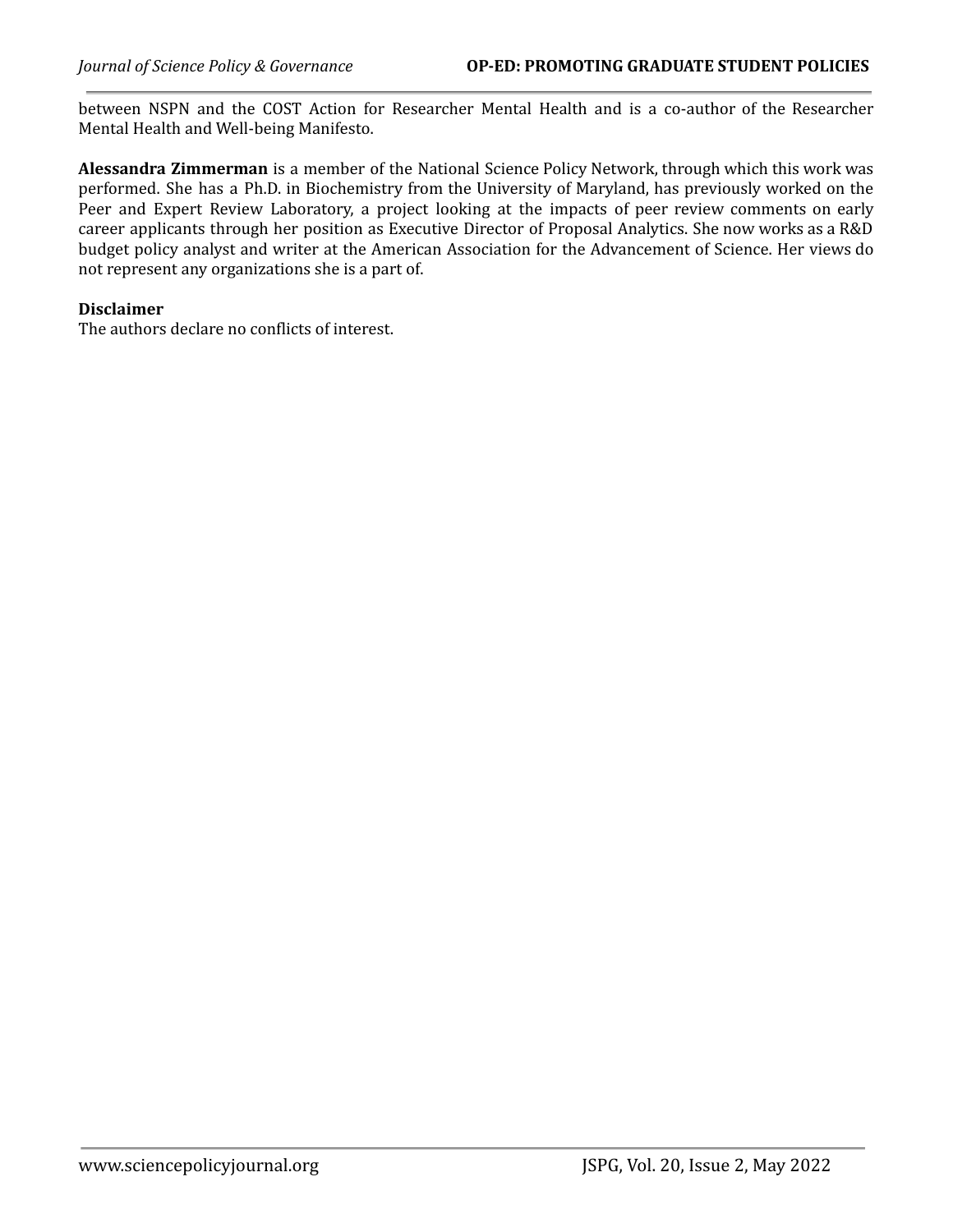between NSPN and the COST Action for Researcher Mental Health and is a co-author of the Researcher Mental Health and Well-being Manifesto.

**Alessandra Zimmerman** is a member of the National Science Policy Network, through which this work was performed. She has a Ph.D. in Biochemistry from the University of Maryland, has previously worked on the Peer and Expert Review Laboratory, a project looking at the impacts of peer review comments on early career applicants through her position as Executive Director of Proposal Analytics. She now works as a R&D budget policy analyst and writer at the American Association for the Advancement of Science. Her views do not represent any organizations she is a part of.

**Disclaimer**
The authors declare no conflicts of interest.